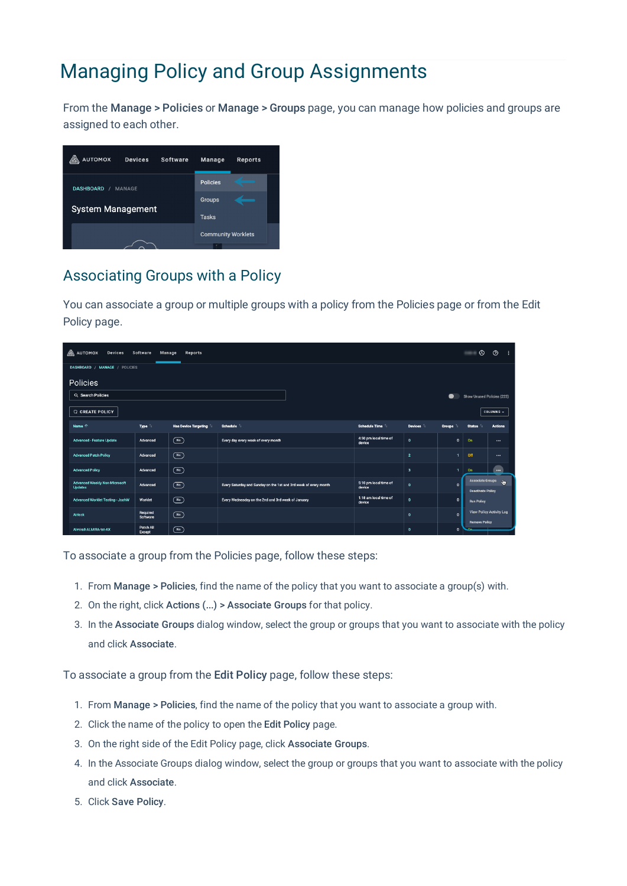# Managing Policy and Group Assignments

From the **Manage > Policies** or **Manage > Groups** page, you can manage how policies and groups are assigned to each other.

## Associating Groups with a Policy

You can associate a group or multiple groups with a policy from the Policies page or from the Edit Policy page.

To associate a group from the Policies page, follow these steps:

1. From **Manage > Policies**, find the name of the policy that you want to associate a group(s) with.
2. On the right, click **Actions (...) > Associate Groups** for that policy.
3. In the **Associate Groups** dialog window, select the group or groups that you want to associate with the policy and click **Associate**.

To associate a group from the **Edit Policy** page, follow these steps:

1. From **Manage > Policies**, find the name of the policy that you want to associate a group with.
2. Click the name of the policy to open the **Edit Policy** page.
3. On the right side of the Edit Policy page, click **Associate Groups**.
4. In the Associate Groups dialog window, select the group or groups that you want to associate with the policy and click **Associate**.
5. Click **Save Policy**.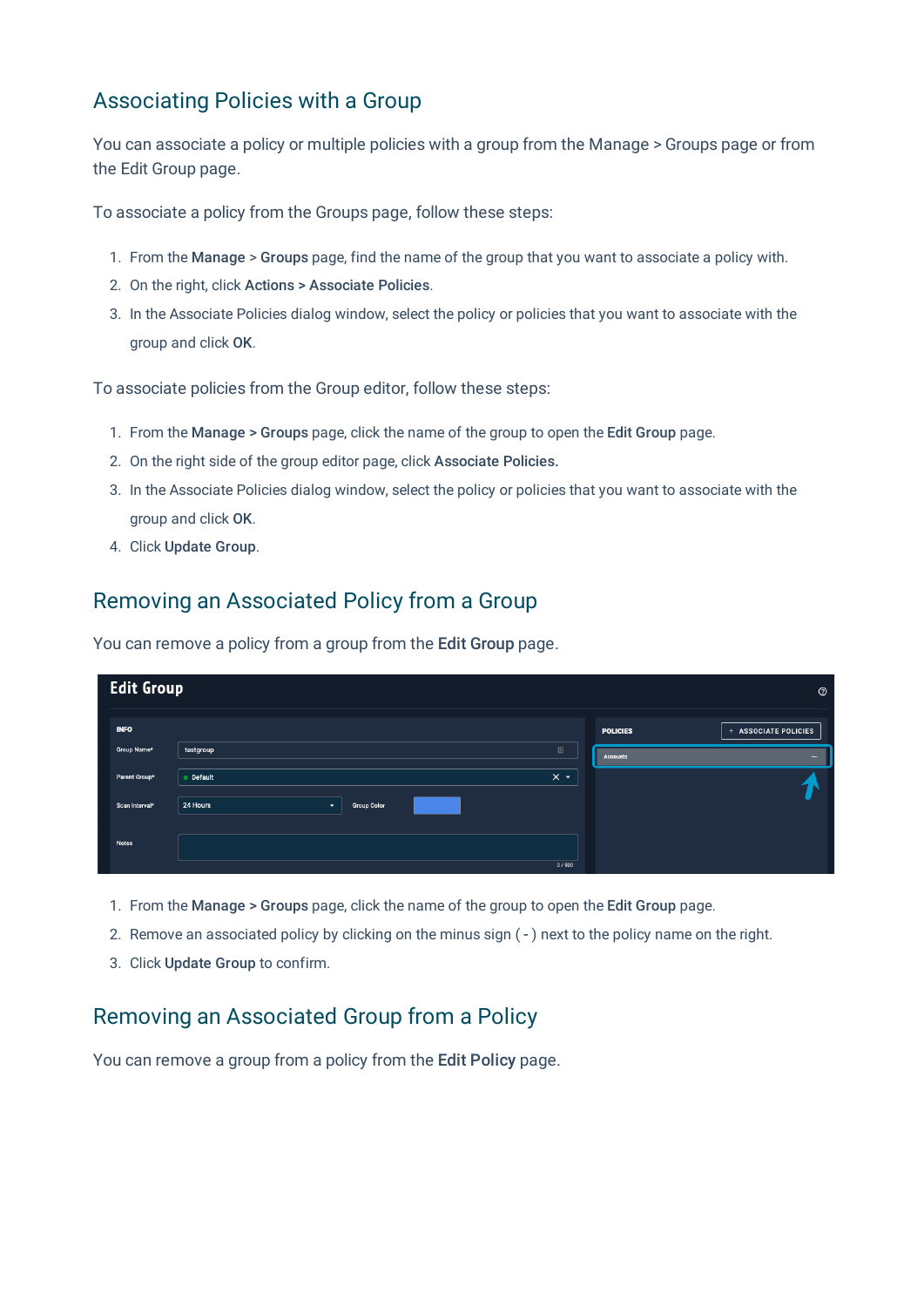## Associating Policies with a Group

You can associate a policy or multiple policies with a group from the Manage > Groups page or from the Edit Group page.

To associate a policy from the Groups page, follow these steps:

1. From the **Manage** > **Groups** page, find the name of the group that you want to associate a policy with.
2. On the right, click **Actions > Associate Policies**.
3. In the Associate Policies dialog window, select the policy or policies that you want to associate with the group and click **OK**.

To associate policies from the Group editor, follow these steps:

1. From the **Manage > Groups** page, click the name of the group to open the **Edit Group** page.
2. On the right side of the group editor page, click **Associate Policies.**
3. In the Associate Policies dialog window, select the policy or policies that you want to associate with the group and click **OK**.
4. Click **Update Group**.

## Removing an Associated Policy from a Group

You can remove a policy from a group from the **Edit Group** page.

1. From the **Manage > Groups** page, click the name of the group to open the **Edit Group** page.
2. Remove an associated policy by clicking on the minus sign ( - ) next to the policy name on the right.
3. Click **Update Group** to confirm.

## Removing an Associated Group from a Policy

You can remove a group from a policy from the **Edit Policy** page.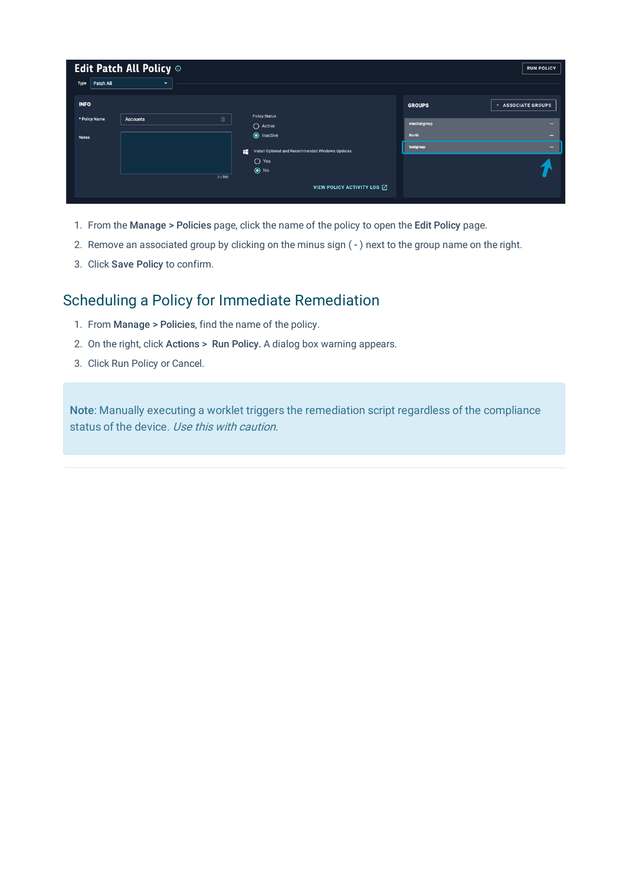1. From the **Manage > Policies** page, click the name of the policy to open the **Edit Policy** page.
2. Remove an associated group by clicking on the minus sign ( - ) next to the group name on the right.
3. Click **Save Policy** to confirm.

## Scheduling a Policy for Immediate Remediation

1. From **Manage > Policies**, find the name of the policy.
2. On the right, click **Actions > Run Policy.** A dialog box warning appears.
3. Click Run Policy or Cancel.

> **Note**: Manually executing a worklet triggers the remediation script regardless of the compliance status of the device. *Use this with caution*.